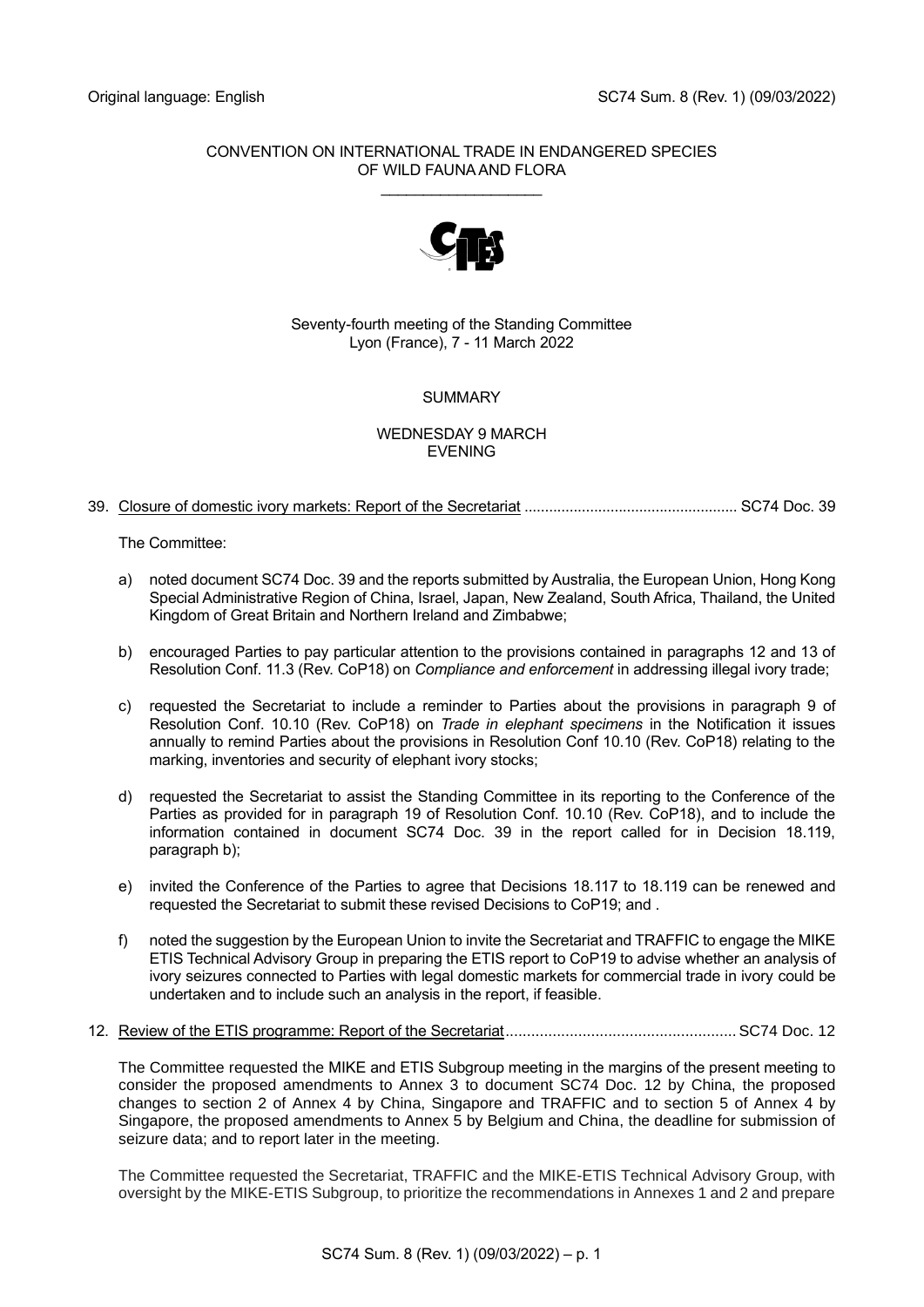Original language: English SC74 Sum. 8 (Rev. 1) (09/03/2022)

CONVENTION ON INTERNATIONAL TRADE IN ENDANGERED SPECIES OF WILD FAUNA AND FLORA

\_\_\_\_\_\_\_\_\_\_\_\_\_\_\_\_\_\_\_

Seventy-fourth meeting of the Standing Committee
Lyon (France), 7 - 11 March 2022

SUMMARY

WEDNESDAY 9 MARCH
EVENING

39. Closure of domestic ivory markets: Report of the Secretariat .................................................... SC74 Doc. 39

The Committee:

a) noted document SC74 Doc. 39 and the reports submitted by Australia, the European Union, Hong Kong Special Administrative Region of China, Israel, Japan, New Zealand, South Africa, Thailand, the United Kingdom of Great Britain and Northern Ireland and Zimbabwe;

b) encouraged Parties to pay particular attention to the provisions contained in paragraphs 12 and 13 of Resolution Conf. 11.3 (Rev. CoP18) on *Compliance and enforcement* in addressing illegal ivory trade;

c) requested the Secretariat to include a reminder to Parties about the provisions in paragraph 9 of Resolution Conf. 10.10 (Rev. CoP18) on *Trade in elephant specimens* in the Notification it issues annually to remind Parties about the provisions in Resolution Conf 10.10 (Rev. CoP18) relating to the marking, inventories and security of elephant ivory stocks;

d) requested the Secretariat to assist the Standing Committee in its reporting to the Conference of the Parties as provided for in paragraph 19 of Resolution Conf. 10.10 (Rev. CoP18), and to include the information contained in document SC74 Doc. 39 in the report called for in Decision 18.119, paragraph b);

e) invited the Conference of the Parties to agree that Decisions 18.117 to 18.119 can be renewed and requested the Secretariat to submit these revised Decisions to CoP19; and .

f) noted the suggestion by the European Union to invite the Secretariat and TRAFFIC to engage the MIKE ETIS Technical Advisory Group in preparing the ETIS report to CoP19 to advise whether an analysis of ivory seizures connected to Parties with legal domestic markets for commercial trade in ivory could be undertaken and to include such an analysis in the report, if feasible.

12. Review of the ETIS programme: Report of the Secretariat...................................................... SC74 Doc. 12

The Committee requested the MIKE and ETIS Subgroup meeting in the margins of the present meeting to consider the proposed amendments to Annex 3 to document SC74 Doc. 12 by China, the proposed changes to section 2 of Annex 4 by China, Singapore and TRAFFIC and to section 5 of Annex 4 by Singapore, the proposed amendments to Annex 5 by Belgium and China, the deadline for submission of seizure data; and to report later in the meeting.

The Committee requested the Secretariat, TRAFFIC and the MIKE-ETIS Technical Advisory Group, with oversight by the MIKE-ETIS Subgroup, to prioritize the recommendations in Annexes 1 and 2 and prepare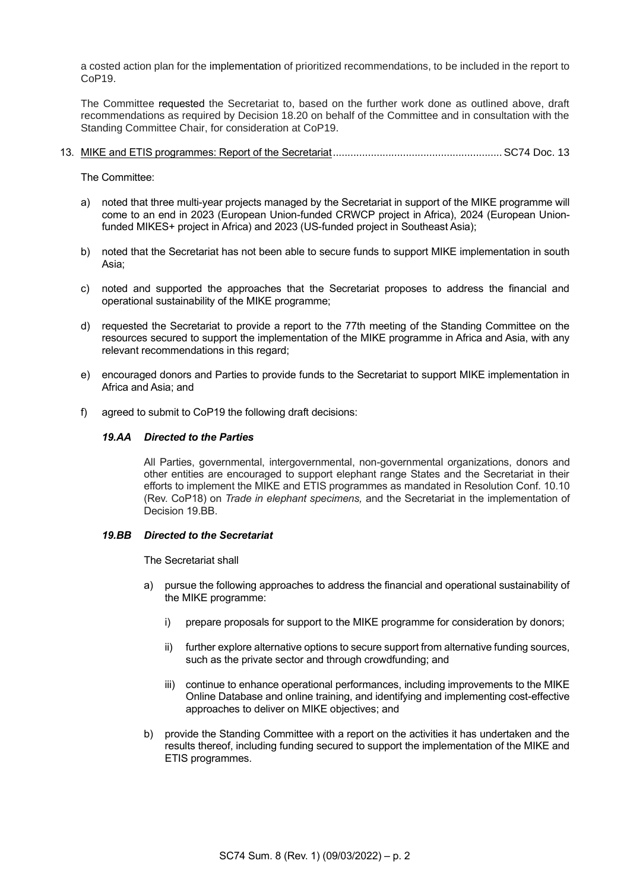a costed action plan for the implementation of prioritized recommendations, to be included in the report to CoP19.

The Committee requested the Secretariat to, based on the further work done as outlined above, draft recommendations as required by Decision 18.20 on behalf of the Committee and in consultation with the Standing Committee Chair, for consideration at CoP19.

13. MIKE and ETIS programmes: Report of the Secretariat.......................................................... SC74 Doc. 13

The Committee:

a) noted that three multi-year projects managed by the Secretariat in support of the MIKE programme will come to an end in 2023 (European Union-funded CRWCP project in Africa), 2024 (European Union-funded MIKES+ project in Africa) and 2023 (US-funded project in Southeast Asia);

b) noted that the Secretariat has not been able to secure funds to support MIKE implementation in south Asia;

c) noted and supported the approaches that the Secretariat proposes to address the financial and operational sustainability of the MIKE programme;

d) requested the Secretariat to provide a report to the 77th meeting of the Standing Committee on the resources secured to support the implementation of the MIKE programme in Africa and Asia, with any relevant recommendations in this regard;

e) encouraged donors and Parties to provide funds to the Secretariat to support MIKE implementation in Africa and Asia; and

f) agreed to submit to CoP19 the following draft decisions:

***19.AA Directed to the Parties***

All Parties, governmental, intergovernmental, non-governmental organizations, donors and other entities are encouraged to support elephant range States and the Secretariat in their efforts to implement the MIKE and ETIS programmes as mandated in Resolution Conf. 10.10 (Rev. CoP18) on *Trade in elephant specimens,* and the Secretariat in the implementation of Decision 19.BB.

***19.BB Directed to the Secretariat***

The Secretariat shall

a) pursue the following approaches to address the financial and operational sustainability of the MIKE programme:

   i) prepare proposals for support to the MIKE programme for consideration by donors;

   ii) further explore alternative options to secure support from alternative funding sources, such as the private sector and through crowdfunding; and

   iii) continue to enhance operational performances, including improvements to the MIKE Online Database and online training, and identifying and implementing cost-effective approaches to deliver on MIKE objectives; and

b) provide the Standing Committee with a report on the activities it has undertaken and the results thereof, including funding secured to support the implementation of the MIKE and ETIS programmes.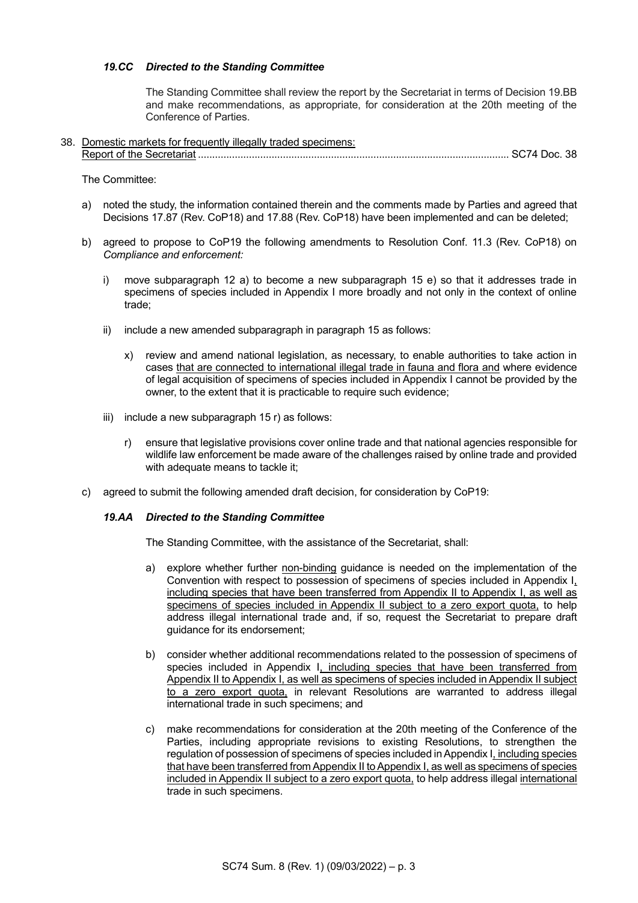***19.CC Directed to the Standing Committee***

The Standing Committee shall review the report by the Secretariat in terms of Decision 19.BB and make recommendations, as appropriate, for consideration at the 20th meeting of the Conference of Parties.

38. <u>Domestic markets for frequently illegally traded specimens: Report of the Secretariat</u> .......................................................................................................... SC74 Doc. 38

The Committee:

a) noted the study, the information contained therein and the comments made by Parties and agreed that Decisions 17.87 (Rev. CoP18) and 17.88 (Rev. CoP18) have been implemented and can be deleted;

b) agreed to propose to CoP19 the following amendments to Resolution Conf. 11.3 (Rev. CoP18) on *Compliance and enforcement:*

   i) move subparagraph 12 a) to become a new subparagraph 15 e) so that it addresses trade in specimens of species included in Appendix I more broadly and not only in the context of online trade;

   ii) include a new amended subparagraph in paragraph 15 as follows:

      x) review and amend national legislation, as necessary, to enable authorities to take action in cases <u>that are connected to international illegal trade in fauna and flora and</u> where evidence of legal acquisition of specimens of species included in Appendix I cannot be provided by the owner, to the extent that it is practicable to require such evidence;

   iii) include a new subparagraph 15 r) as follows:

      r) ensure that legislative provisions cover online trade and that national agencies responsible for wildlife law enforcement be made aware of the challenges raised by online trade and provided with adequate means to tackle it;

c) agreed to submit the following amended draft decision, for consideration by CoP19:

***19.AA Directed to the Standing Committee***

The Standing Committee, with the assistance of the Secretariat, shall:

a) explore whether further <u>non-binding</u> guidance is needed on the implementation of the Convention with respect to possession of specimens of species included in Appendix I<u>, including species that have been transferred from Appendix II to Appendix I, as well as specimens of species included in Appendix II subject to a zero export quota,</u> to help address illegal international trade and, if so, request the Secretariat to prepare draft guidance for its endorsement;

b) consider whether additional recommendations related to the possession of specimens of species included in Appendix I<u>, including species that have been transferred from Appendix II to Appendix I, as well as specimens of species included in Appendix II subject to a zero export quota,</u> in relevant Resolutions are warranted to address illegal international trade in such specimens; and

c) make recommendations for consideration at the 20th meeting of the Conference of the Parties, including appropriate revisions to existing Resolutions, to strengthen the regulation of possession of specimens of species included in Appendix I<u>, including species that have been transferred from Appendix II to Appendix I, as well as specimens of species included in Appendix II subject to a zero export quota,</u> to help address illegal <u>international</u> trade in such specimens.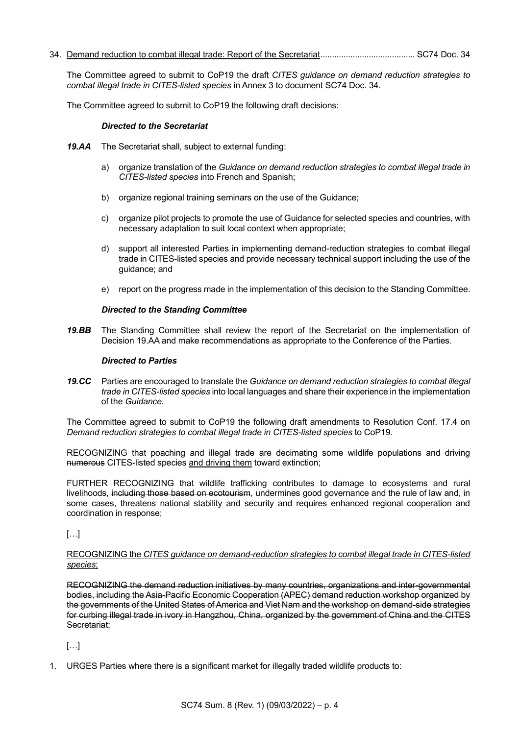34. <u>Demand reduction to combat illegal trade: Report of the Secretariat</u>........................................ SC74 Doc. 34

The Committee agreed to submit to CoP19 the draft *CITES guidance on demand reduction strategies to combat illegal trade in CITES-listed species* in Annex 3 to document SC74 Doc. 34.

The Committee agreed to submit to CoP19 the following draft decisions:

***Directed to the Secretariat***

***19.AA*** The Secretariat shall, subject to external funding:

a) organize translation of the *Guidance on demand reduction strategies to combat illegal trade in CITES-listed species* into French and Spanish;

b) organize regional training seminars on the use of the Guidance;

c) organize pilot projects to promote the use of Guidance for selected species and countries, with necessary adaptation to suit local context when appropriate;

d) support all interested Parties in implementing demand-reduction strategies to combat illegal trade in CITES-listed species and provide necessary technical support including the use of the guidance; and

e) report on the progress made in the implementation of this decision to the Standing Committee.

***Directed to the Standing Committee***

***19.BB*** The Standing Committee shall review the report of the Secretariat on the implementation of Decision 19.AA and make recommendations as appropriate to the Conference of the Parties.

***Directed to Parties***

***19.CC*** Parties are encouraged to translate the *Guidance on demand reduction strategies to combat illegal trade in CITES-listed species* into local languages and share their experience in the implementation of the *Guidance.*

The Committee agreed to submit to CoP19 the following draft amendments to Resolution Conf. 17.4 on *Demand reduction strategies to combat illegal trade in CITES-listed species* to CoP19.

RECOGNIZING that poaching and illegal trade are decimating some ~~wildlife populations and driving numerous~~ CITES-listed species <u>and driving them</u> toward extinction;

FURTHER RECOGNIZING that wildlife trafficking contributes to damage to ecosystems and rural livelihoods, ~~including those based on ecotourism~~, undermines good governance and the rule of law and, in some cases, threatens national stability and security and requires enhanced regional cooperation and coordination in response;

[…]

<u>RECOGNIZING the *CITES guidance on demand-reduction strategies to combat illegal trade in CITES-listed species*;</u>

~~RECOGNIZING the demand reduction initiatives by many countries, organizations and inter-governmental bodies, including the Asia-Pacific Economic Cooperation (APEC) demand reduction workshop organized by the governments of the United States of America and Viet Nam and the workshop on demand-side strategies for curbing illegal trade in ivory in Hangzhou, China, organized by the government of China and the CITES Secretariat~~;

[…]

1. URGES Parties where there is a significant market for illegally traded wildlife products to: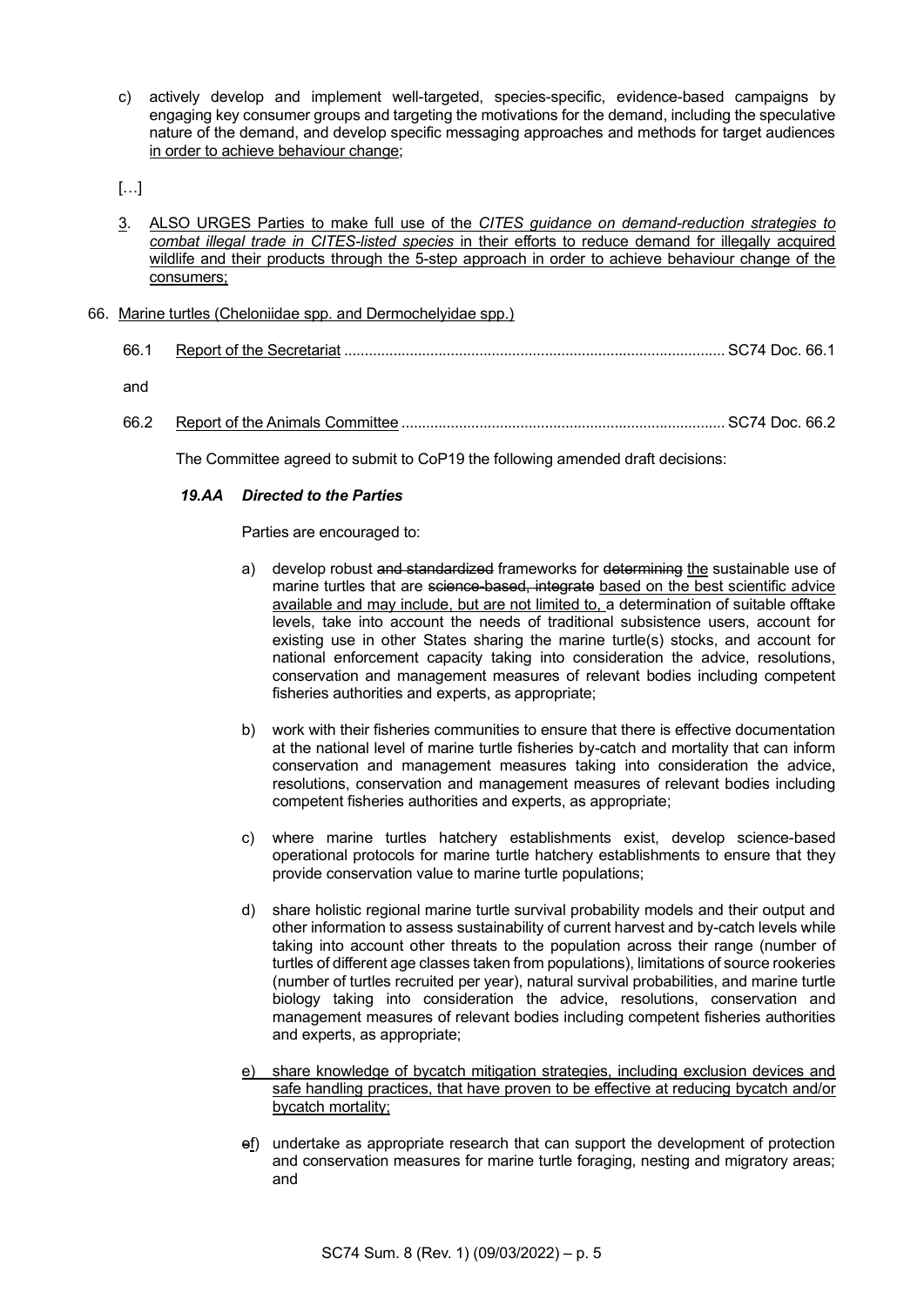c) actively develop and implement well-targeted, species-specific, evidence-based campaigns by engaging key consumer groups and targeting the motivations for the demand, including the speculative nature of the demand, and develop specific messaging approaches and methods for target audiences <u>in order to achieve behaviour change</u>;

[…]

<u>3</u>. <u>ALSO URGES Parties to make full use of the *CITES guidance on demand-reduction strategies to combat illegal trade in CITES-listed species* in their efforts to reduce demand for illegally acquired wildlife and their products through the 5-step approach in order to achieve behaviour change of the consumers;</u>

66. <u>Marine turtles (Cheloniidae spp. and Dermochelyidae spp.)</u>

66.1 <u>Report of the Secretariat</u> ........................................................................................... SC74 Doc. 66.1

and

66.2 <u>Report of the Animals Committee</u> .............................................................................. SC74 Doc. 66.2

The Committee agreed to submit to CoP19 the following amended draft decisions:

***19.AA Directed to the Parties***

Parties are encouraged to:

a) develop robust ~~and standardized~~ frameworks for ~~determining~~ <u>the</u> sustainable use of marine turtles that are ~~science-based, integrate~~ <u>based on the best scientific advice available and may include, but are not limited to,</u> a determination of suitable offtake levels, take into account the needs of traditional subsistence users, account for existing use in other States sharing the marine turtle(s) stocks, and account for national enforcement capacity taking into consideration the advice, resolutions, conservation and management measures of relevant bodies including competent fisheries authorities and experts, as appropriate;

b) work with their fisheries communities to ensure that there is effective documentation at the national level of marine turtle fisheries by-catch and mortality that can inform conservation and management measures taking into consideration the advice, resolutions, conservation and management measures of relevant bodies including competent fisheries authorities and experts, as appropriate;

c) where marine turtles hatchery establishments exist, develop science-based operational protocols for marine turtle hatchery establishments to ensure that they provide conservation value to marine turtle populations;

d) share holistic regional marine turtle survival probability models and their output and other information to assess sustainability of current harvest and by-catch levels while taking into account other threats to the population across their range (number of turtles of different age classes taken from populations), limitations of source rookeries (number of turtles recruited per year), natural survival probabilities, and marine turtle biology taking into consideration the advice, resolutions, conservation and management measures of relevant bodies including competent fisheries authorities and experts, as appropriate;

<u>e) share knowledge of bycatch mitigation strategies, including exclusion devices and safe handling practices, that have proven to be effective at reducing bycatch and/or bycatch mortality;</u>

~~e~~<u>f</u>) undertake as appropriate research that can support the development of protection and conservation measures for marine turtle foraging, nesting and migratory areas; and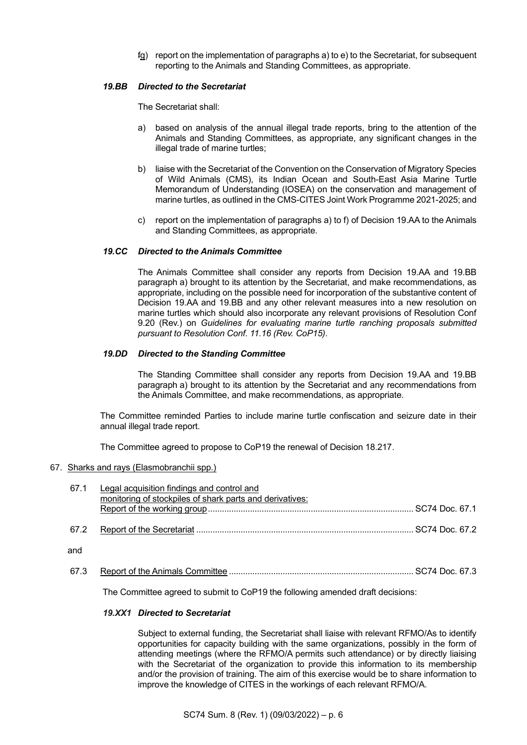fg) report on the implementation of paragraphs a) to e) to the Secretariat, for subsequent reporting to the Animals and Standing Committees, as appropriate.

***19.BB Directed to the Secretariat***

The Secretariat shall:

a) based on analysis of the annual illegal trade reports, bring to the attention of the Animals and Standing Committees, as appropriate, any significant changes in the illegal trade of marine turtles;

b) liaise with the Secretariat of the Convention on the Conservation of Migratory Species of Wild Animals (CMS), its Indian Ocean and South-East Asia Marine Turtle Memorandum of Understanding (IOSEA) on the conservation and management of marine turtles, as outlined in the CMS-CITES Joint Work Programme 2021-2025; and

c) report on the implementation of paragraphs a) to f) of Decision 19.AA to the Animals and Standing Committees, as appropriate.

***19.CC Directed to the Animals Committee***

The Animals Committee shall consider any reports from Decision 19.AA and 19.BB paragraph a) brought to its attention by the Secretariat, and make recommendations, as appropriate, including on the possible need for incorporation of the substantive content of Decision 19.AA and 19.BB and any other relevant measures into a new resolution on marine turtles which should also incorporate any relevant provisions of Resolution Conf 9.20 (Rev.) on *Guidelines for evaluating marine turtle ranching proposals submitted pursuant to Resolution Conf. 11.16 (Rev. CoP15)*.

***19.DD Directed to the Standing Committee***

The Standing Committee shall consider any reports from Decision 19.AA and 19.BB paragraph a) brought to its attention by the Secretariat and any recommendations from the Animals Committee, and make recommendations, as appropriate.

The Committee reminded Parties to include marine turtle confiscation and seizure date in their annual illegal trade report.

The Committee agreed to propose to CoP19 the renewal of Decision 18.217.

67. Sharks and rays (Elasmobranchii spp.)

67.1 Legal acquisition findings and control and monitoring of stockpiles of shark parts and derivatives: Report of the working group ........ SC74 Doc. 67.1

67.2 Report of the Secretariat ........ SC74 Doc. 67.2

and

67.3 Report of the Animals Committee ........ SC74 Doc. 67.3

The Committee agreed to submit to CoP19 the following amended draft decisions:

***19.XX1 Directed to Secretariat***

Subject to external funding, the Secretariat shall liaise with relevant RFMO/As to identify opportunities for capacity building with the same organizations, possibly in the form of attending meetings (where the RFMO/A permits such attendance) or by directly liaising with the Secretariat of the organization to provide this information to its membership and/or the provision of training. The aim of this exercise would be to share information to improve the knowledge of CITES in the workings of each relevant RFMO/A.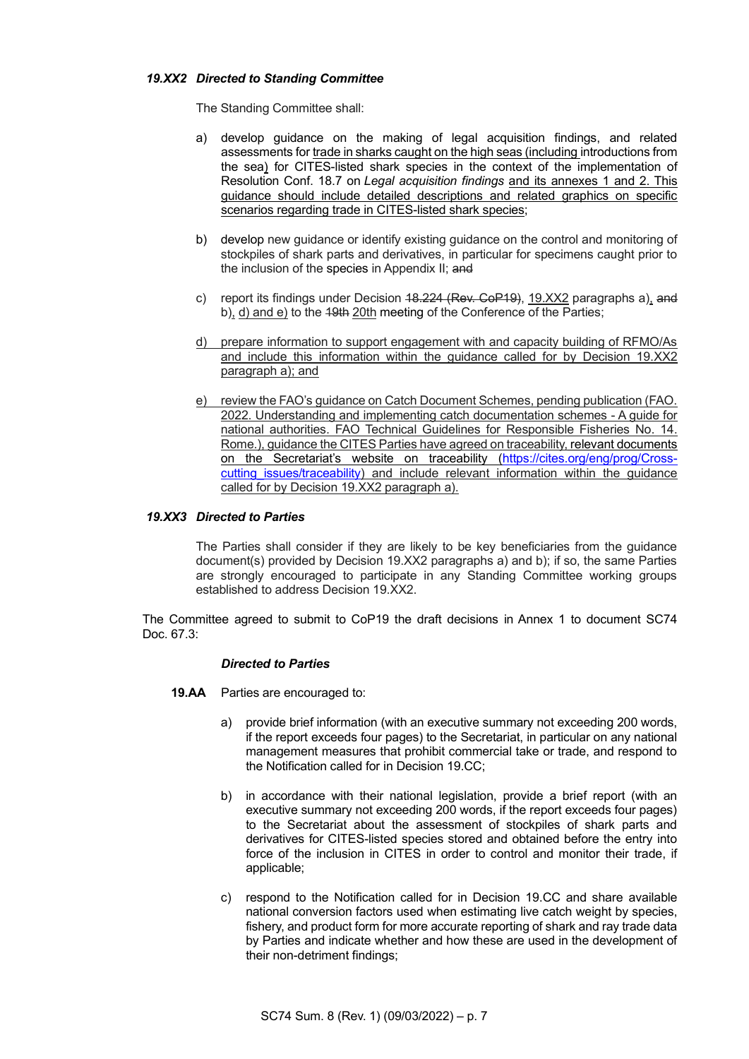***19.XX2 Directed to Standing Committee***

The Standing Committee shall:

a) develop guidance on the making of legal acquisition findings, and related assessments for trade in sharks caught on the high seas (including introductions from the sea) for CITES-listed shark species in the context of the implementation of Resolution Conf. 18.7 on *Legal acquisition findings* and its annexes 1 and 2. This guidance should include detailed descriptions and related graphics on specific scenarios regarding trade in CITES-listed shark species;

b) develop new guidance or identify existing guidance on the control and monitoring of stockpiles of shark parts and derivatives, in particular for specimens caught prior to the inclusion of the species in Appendix II; ~~and~~

c) report its findings under Decision ~~18.224 (Rev. CoP19)~~, 19.XX2 paragraphs a), ~~and~~ b), d) and e) to the ~~19th~~ 20th meeting of the Conference of the Parties;

d) prepare information to support engagement with and capacity building of RFMO/As and include this information within the guidance called for by Decision 19.XX2 paragraph a); and

e) review the FAO's guidance on Catch Document Schemes, pending publication (FAO. 2022. Understanding and implementing catch documentation schemes - A guide for national authorities. FAO Technical Guidelines for Responsible Fisheries No. 14. Rome.), guidance the CITES Parties have agreed on traceability, relevant documents on the Secretariat's website on traceability (https://cites.org/eng/prog/Cross-cutting_issues/traceability) and include relevant information within the guidance called for by Decision 19.XX2 paragraph a).

***19.XX3 Directed to Parties***

The Parties shall consider if they are likely to be key beneficiaries from the guidance document(s) provided by Decision 19.XX2 paragraphs a) and b); if so, the same Parties are strongly encouraged to participate in any Standing Committee working groups established to address Decision 19.XX2.

The Committee agreed to submit to CoP19 the draft decisions in Annex 1 to document SC74 Doc. 67.3:

***Directed to Parties***

**19.AA** Parties are encouraged to:

a) provide brief information (with an executive summary not exceeding 200 words, if the report exceeds four pages) to the Secretariat, in particular on any national management measures that prohibit commercial take or trade, and respond to the Notification called for in Decision 19.CC;

b) in accordance with their national legislation, provide a brief report (with an executive summary not exceeding 200 words, if the report exceeds four pages) to the Secretariat about the assessment of stockpiles of shark parts and derivatives for CITES-listed species stored and obtained before the entry into force of the inclusion in CITES in order to control and monitor their trade, if applicable;

c) respond to the Notification called for in Decision 19.CC and share available national conversion factors used when estimating live catch weight by species, fishery, and product form for more accurate reporting of shark and ray trade data by Parties and indicate whether and how these are used in the development of their non-detriment findings;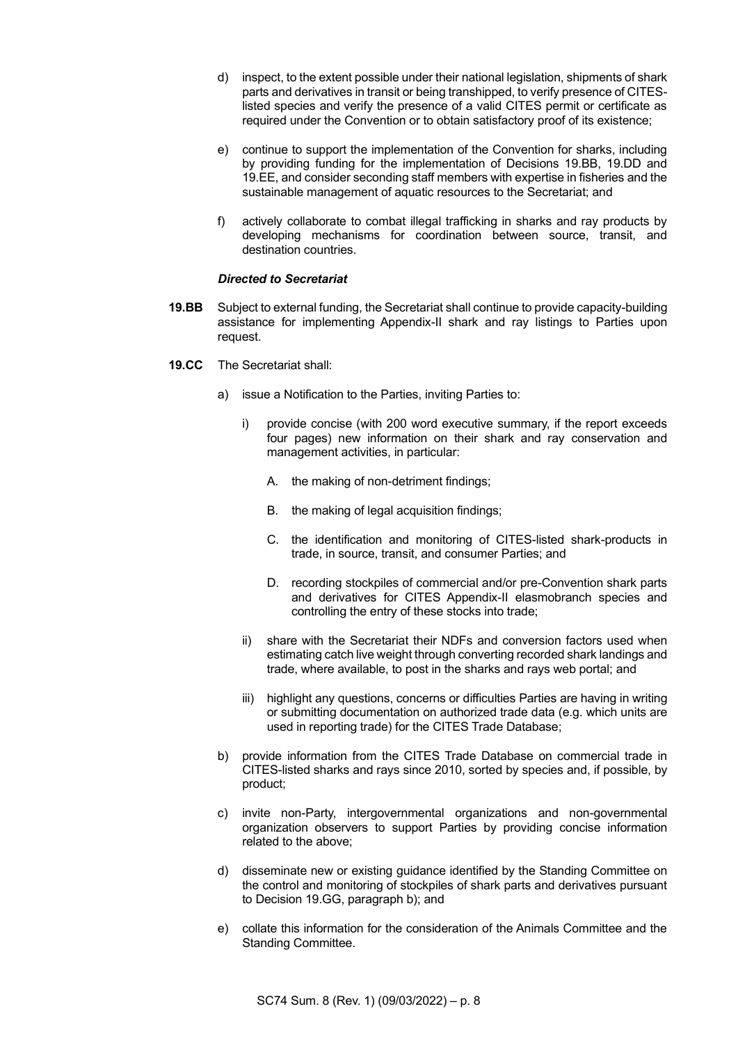d) inspect, to the extent possible under their national legislation, shipments of shark parts and derivatives in transit or being transhipped, to verify presence of CITES-listed species and verify the presence of a valid CITES permit or certificate as required under the Convention or to obtain satisfactory proof of its existence;

e) continue to support the implementation of the Convention for sharks, including by providing funding for the implementation of Decisions 19.BB, 19.DD and 19.EE, and consider seconding staff members with expertise in fisheries and the sustainable management of aquatic resources to the Secretariat; and

f) actively collaborate to combat illegal trafficking in sharks and ray products by developing mechanisms for coordination between source, transit, and destination countries.

***Directed to Secretariat***

**19.BB** Subject to external funding, the Secretariat shall continue to provide capacity-building assistance for implementing Appendix-II shark and ray listings to Parties upon request.

**19.CC** The Secretariat shall:

a) issue a Notification to the Parties, inviting Parties to:

   i) provide concise (with 200 word executive summary, if the report exceeds four pages) new information on their shark and ray conservation and management activities, in particular:

      A. the making of non-detriment findings;

      B. the making of legal acquisition findings;

      C. the identification and monitoring of CITES-listed shark-products in trade, in source, transit, and consumer Parties; and

      D. recording stockpiles of commercial and/or pre-Convention shark parts and derivatives for CITES Appendix-II elasmobranch species and controlling the entry of these stocks into trade;

   ii) share with the Secretariat their NDFs and conversion factors used when estimating catch live weight through converting recorded shark landings and trade, where available, to post in the sharks and rays web portal; and

   iii) highlight any questions, concerns or difficulties Parties are having in writing or submitting documentation on authorized trade data (e.g. which units are used in reporting trade) for the CITES Trade Database;

b) provide information from the CITES Trade Database on commercial trade in CITES-listed sharks and rays since 2010, sorted by species and, if possible, by product;

c) invite non-Party, intergovernmental organizations and non-governmental organization observers to support Parties by providing concise information related to the above;

d) disseminate new or existing guidance identified by the Standing Committee on the control and monitoring of stockpiles of shark parts and derivatives pursuant to Decision 19.GG, paragraph b); and

e) collate this information for the consideration of the Animals Committee and the Standing Committee.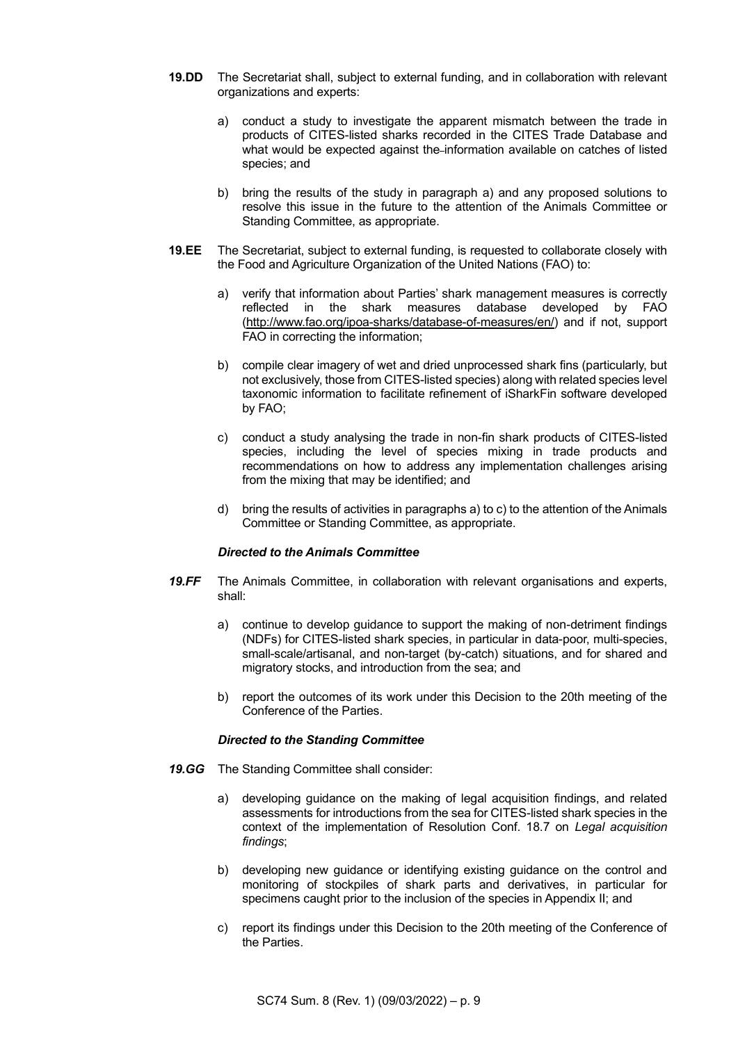**19.DD** The Secretariat shall, subject to external funding, and in collaboration with relevant organizations and experts:

a) conduct a study to investigate the apparent mismatch between the trade in products of CITES-listed sharks recorded in the CITES Trade Database and what would be expected against the information available on catches of listed species; and

b) bring the results of the study in paragraph a) and any proposed solutions to resolve this issue in the future to the attention of the Animals Committee or Standing Committee, as appropriate.

**19.EE** The Secretariat, subject to external funding, is requested to collaborate closely with the Food and Agriculture Organization of the United Nations (FAO) to:

a) verify that information about Parties' shark management measures is correctly reflected in the shark measures database developed by FAO (http://www.fao.org/ipoa-sharks/database-of-measures/en/) and if not, support FAO in correcting the information;

b) compile clear imagery of wet and dried unprocessed shark fins (particularly, but not exclusively, those from CITES-listed species) along with related species level taxonomic information to facilitate refinement of iSharkFin software developed by FAO;

c) conduct a study analysing the trade in non-fin shark products of CITES-listed species, including the level of species mixing in trade products and recommendations on how to address any implementation challenges arising from the mixing that may be identified; and

d) bring the results of activities in paragraphs a) to c) to the attention of the Animals Committee or Standing Committee, as appropriate.

***Directed to the Animals Committee***

***19.FF*** The Animals Committee, in collaboration with relevant organisations and experts, shall:

a) continue to develop guidance to support the making of non-detriment findings (NDFs) for CITES-listed shark species, in particular in data-poor, multi-species, small-scale/artisanal, and non-target (by-catch) situations, and for shared and migratory stocks, and introduction from the sea; and

b) report the outcomes of its work under this Decision to the 20th meeting of the Conference of the Parties.

***Directed to the Standing Committee***

***19.GG*** The Standing Committee shall consider:

a) developing guidance on the making of legal acquisition findings, and related assessments for introductions from the sea for CITES-listed shark species in the context of the implementation of Resolution Conf. 18.7 on *Legal acquisition findings*;

b) developing new guidance or identifying existing guidance on the control and monitoring of stockpiles of shark parts and derivatives, in particular for specimens caught prior to the inclusion of the species in Appendix II; and

c) report its findings under this Decision to the 20th meeting of the Conference of the Parties.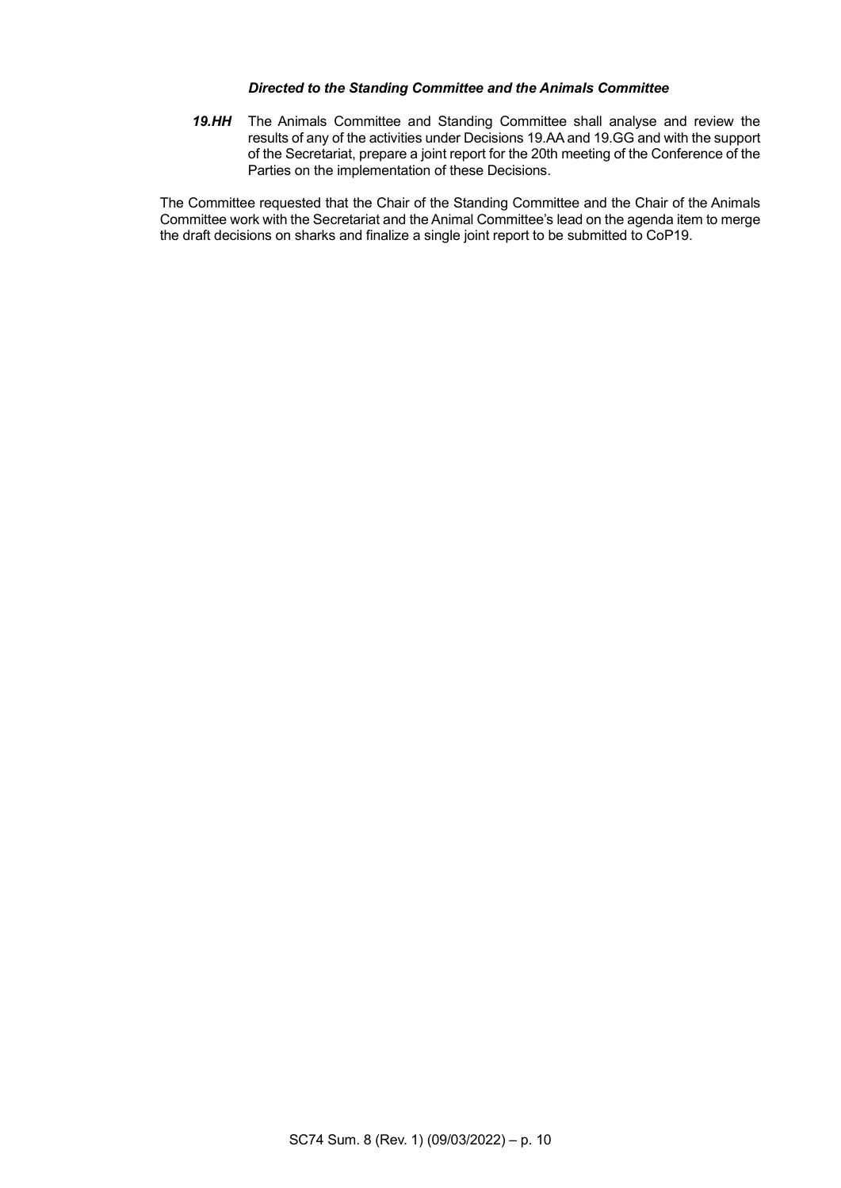***Directed to the Standing Committee and the Animals Committee***

***19.HH*** The Animals Committee and Standing Committee shall analyse and review the results of any of the activities under Decisions 19.AA and 19.GG and with the support of the Secretariat, prepare a joint report for the 20th meeting of the Conference of the Parties on the implementation of these Decisions.

The Committee requested that the Chair of the Standing Committee and the Chair of the Animals Committee work with the Secretariat and the Animal Committee's lead on the agenda item to merge the draft decisions on sharks and finalize a single joint report to be submitted to CoP19.